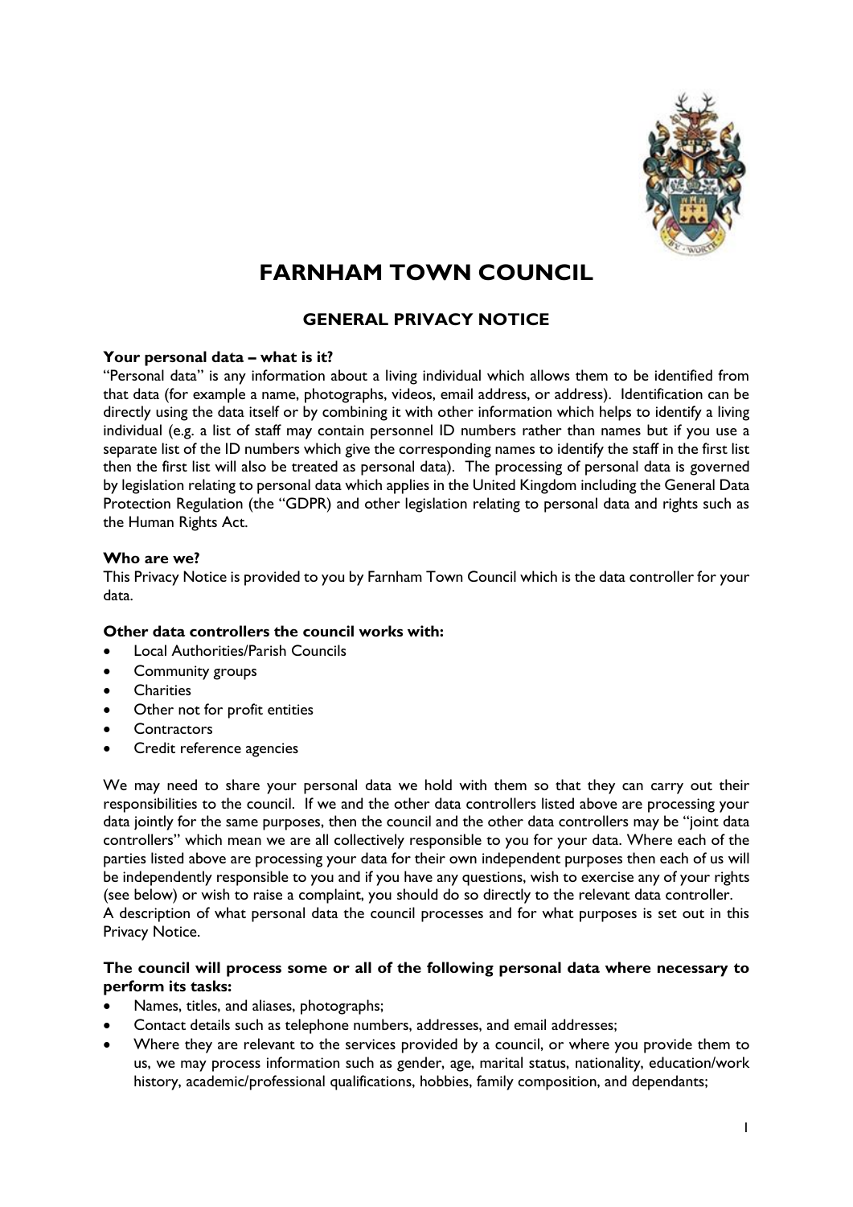# FARNHAM TOWN COUNCIL

## GENERAL PRIVACY NOTICE

**Your personal data – what is it?**

"Personal data" is any information about a living individual which allows them to be identified from that data (for example a name, photographs, videos, email address, or address). Identification can be directly using the data itself or by combining it with other information which helps to identify a living individual (e.g. a list of staff may contain personnel ID numbers rather than names but if you use a separate list of the ID numbers which give the corresponding names to identify the staff in the first list then the first list will also be treated as personal data). The processing of personal data is governed by legislation relating to personal data which applies in the United Kingdom including the General Data Protection Regulation (the "GDPR) and other legislation relating to personal data and rights such as the Human Rights Act.

**Who are we?**

This Privacy Notice is provided to you by Farnham Town Council which is the data controller for your data.

**Other data controllers the council works with:**

- Local Authorities/Parish Councils
- Community groups
- Charities
- Other not for profit entities
- Contractors
- Credit reference agencies

We may need to share your personal data we hold with them so that they can carry out their responsibilities to the council. If we and the other data controllers listed above are processing your data jointly for the same purposes, then the council and the other data controllers may be "joint data controllers" which mean we are all collectively responsible to you for your data. Where each of the parties listed above are processing your data for their own independent purposes then each of us will be independently responsible to you and if you have any questions, wish to exercise any of your rights (see below) or wish to raise a complaint, you should do so directly to the relevant data controller.
A description of what personal data the council processes and for what purposes is set out in this Privacy Notice.

**The council will process some or all of the following personal data where necessary to perform its tasks:**

- Names, titles, and aliases, photographs;
- Contact details such as telephone numbers, addresses, and email addresses;
- Where they are relevant to the services provided by a council, or where you provide them to us, we may process information such as gender, age, marital status, nationality, education/work history, academic/professional qualifications, hobbies, family composition, and dependants;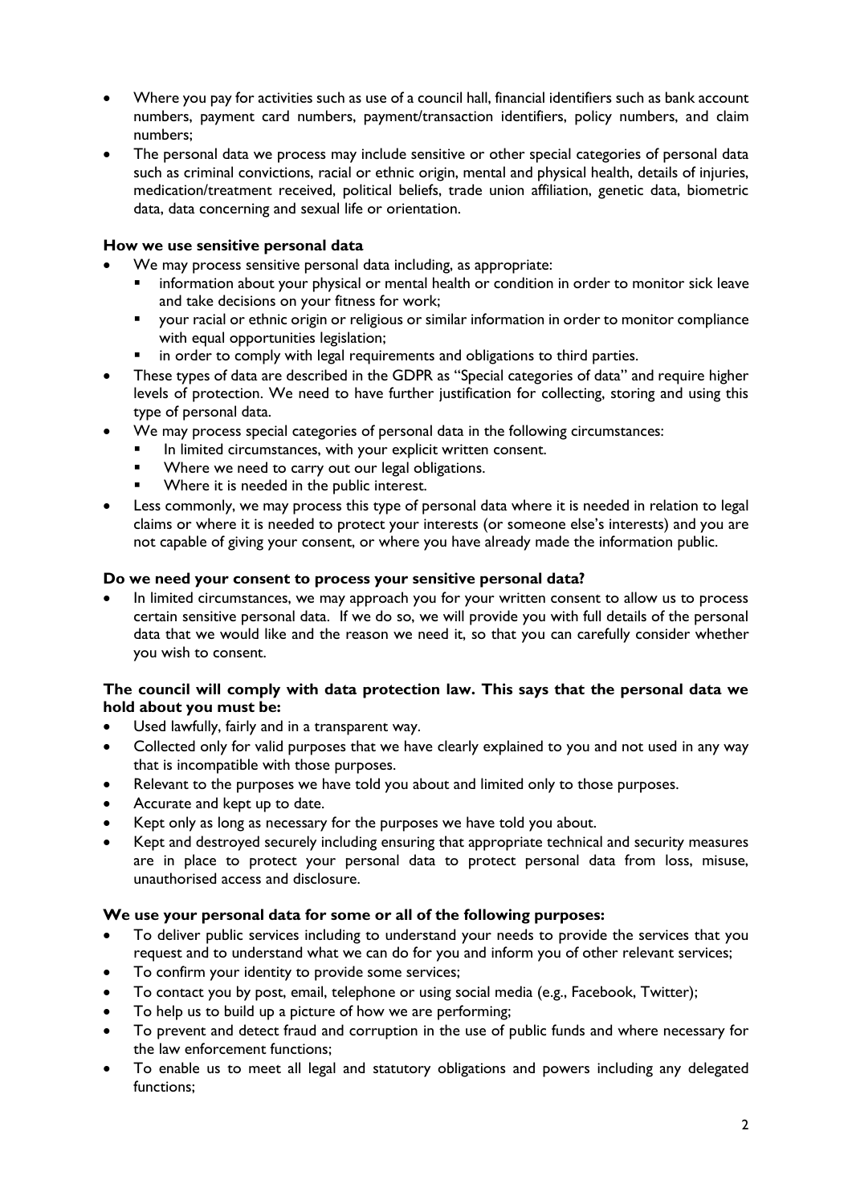- Where you pay for activities such as use of a council hall, financial identifiers such as bank account numbers, payment card numbers, payment/transaction identifiers, policy numbers, and claim numbers;
- The personal data we process may include sensitive or other special categories of personal data such as criminal convictions, racial or ethnic origin, mental and physical health, details of injuries, medication/treatment received, political beliefs, trade union affiliation, genetic data, biometric data, data concerning and sexual life or orientation.

**How we use sensitive personal data**

- We may process sensitive personal data including, as appropriate:
  - information about your physical or mental health or condition in order to monitor sick leave and take decisions on your fitness for work;
  - your racial or ethnic origin or religious or similar information in order to monitor compliance with equal opportunities legislation;
  - in order to comply with legal requirements and obligations to third parties.
- These types of data are described in the GDPR as "Special categories of data" and require higher levels of protection. We need to have further justification for collecting, storing and using this type of personal data.
- We may process special categories of personal data in the following circumstances:
  - In limited circumstances, with your explicit written consent.
  - Where we need to carry out our legal obligations.
  - Where it is needed in the public interest.
- Less commonly, we may process this type of personal data where it is needed in relation to legal claims or where it is needed to protect your interests (or someone else's interests) and you are not capable of giving your consent, or where you have already made the information public.

**Do we need your consent to process your sensitive personal data?**

- In limited circumstances, we may approach you for your written consent to allow us to process certain sensitive personal data. If we do so, we will provide you with full details of the personal data that we would like and the reason we need it, so that you can carefully consider whether you wish to consent.

**The council will comply with data protection law. This says that the personal data we hold about you must be:**

- Used lawfully, fairly and in a transparent way.
- Collected only for valid purposes that we have clearly explained to you and not used in any way that is incompatible with those purposes.
- Relevant to the purposes we have told you about and limited only to those purposes.
- Accurate and kept up to date.
- Kept only as long as necessary for the purposes we have told you about.
- Kept and destroyed securely including ensuring that appropriate technical and security measures are in place to protect your personal data to protect personal data from loss, misuse, unauthorised access and disclosure.

**We use your personal data for some or all of the following purposes:**

- To deliver public services including to understand your needs to provide the services that you request and to understand what we can do for you and inform you of other relevant services;
- To confirm your identity to provide some services;
- To contact you by post, email, telephone or using social media (e.g., Facebook, Twitter);
- To help us to build up a picture of how we are performing;
- To prevent and detect fraud and corruption in the use of public funds and where necessary for the law enforcement functions;
- To enable us to meet all legal and statutory obligations and powers including any delegated functions;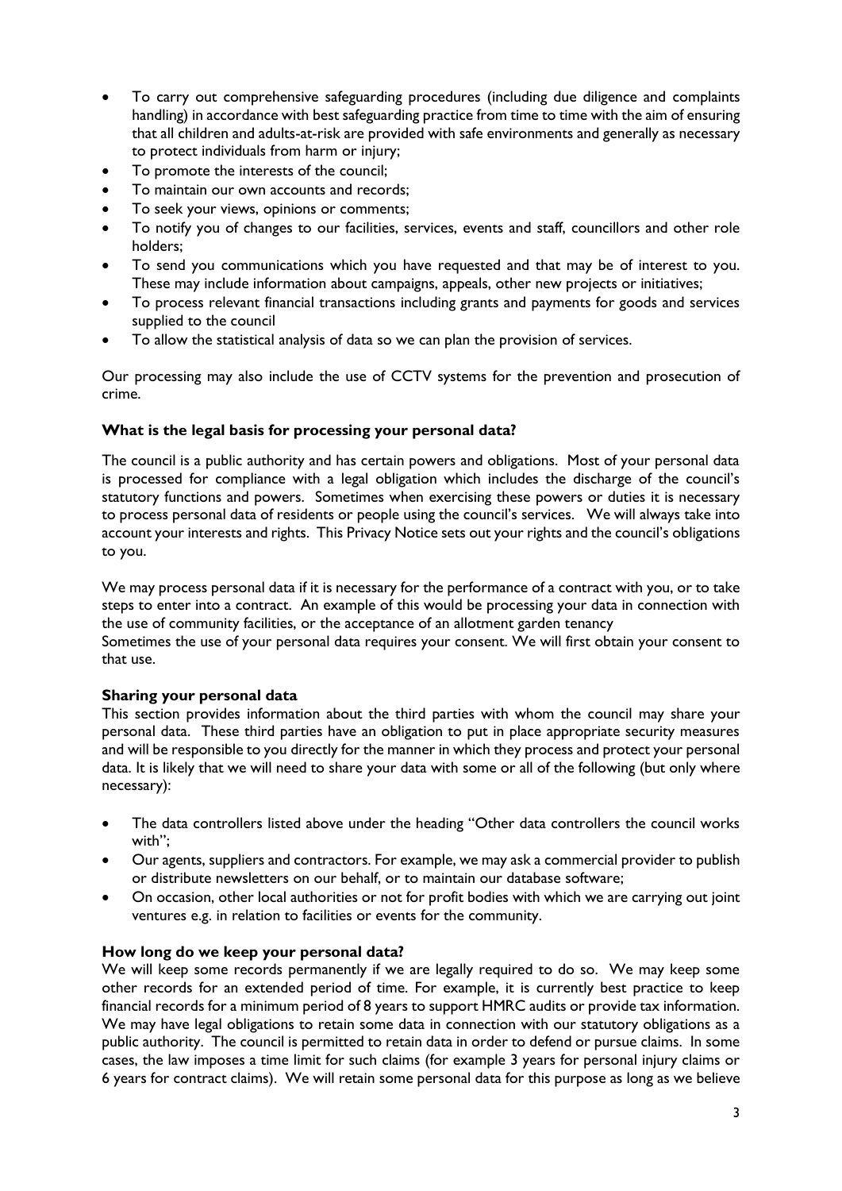- To carry out comprehensive safeguarding procedures (including due diligence and complaints handling) in accordance with best safeguarding practice from time to time with the aim of ensuring that all children and adults-at-risk are provided with safe environments and generally as necessary to protect individuals from harm or injury;
- To promote the interests of the council;
- To maintain our own accounts and records;
- To seek your views, opinions or comments;
- To notify you of changes to our facilities, services, events and staff, councillors and other role holders;
- To send you communications which you have requested and that may be of interest to you. These may include information about campaigns, appeals, other new projects or initiatives;
- To process relevant financial transactions including grants and payments for goods and services supplied to the council
- To allow the statistical analysis of data so we can plan the provision of services.

Our processing may also include the use of CCTV systems for the prevention and prosecution of crime.

**What is the legal basis for processing your personal data?**

The council is a public authority and has certain powers and obligations. Most of your personal data is processed for compliance with a legal obligation which includes the discharge of the council's statutory functions and powers. Sometimes when exercising these powers or duties it is necessary to process personal data of residents or people using the council's services. We will always take into account your interests and rights. This Privacy Notice sets out your rights and the council's obligations to you.

We may process personal data if it is necessary for the performance of a contract with you, or to take steps to enter into a contract. An example of this would be processing your data in connection with the use of community facilities, or the acceptance of an allotment garden tenancy
Sometimes the use of your personal data requires your consent. We will first obtain your consent to that use.

**Sharing your personal data**

This section provides information about the third parties with whom the council may share your personal data. These third parties have an obligation to put in place appropriate security measures and will be responsible to you directly for the manner in which they process and protect your personal data. It is likely that we will need to share your data with some or all of the following (but only where necessary):

- The data controllers listed above under the heading "Other data controllers the council works with";
- Our agents, suppliers and contractors. For example, we may ask a commercial provider to publish or distribute newsletters on our behalf, or to maintain our database software;
- On occasion, other local authorities or not for profit bodies with which we are carrying out joint ventures e.g. in relation to facilities or events for the community.

**How long do we keep your personal data?**

We will keep some records permanently if we are legally required to do so. We may keep some other records for an extended period of time. For example, it is currently best practice to keep financial records for a minimum period of 8 years to support HMRC audits or provide tax information. We may have legal obligations to retain some data in connection with our statutory obligations as a public authority. The council is permitted to retain data in order to defend or pursue claims. In some cases, the law imposes a time limit for such claims (for example 3 years for personal injury claims or 6 years for contract claims). We will retain some personal data for this purpose as long as we believe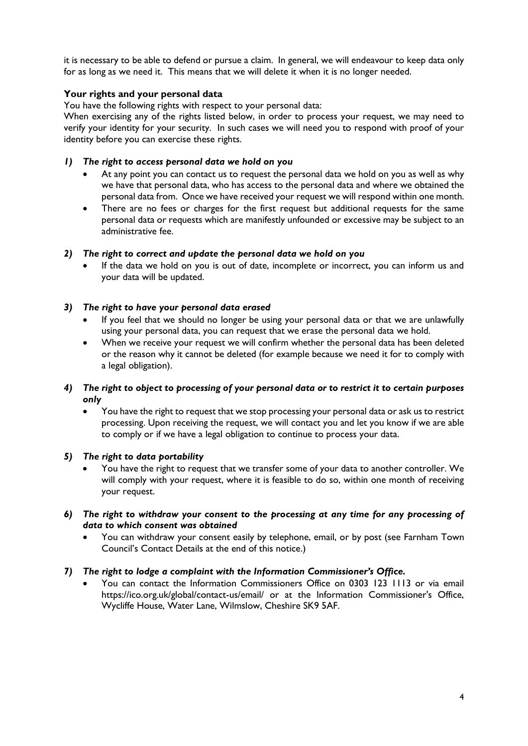it is necessary to be able to defend or pursue a claim. In general, we will endeavour to keep data only for as long as we need it. This means that we will delete it when it is no longer needed.

**Your rights and your personal data**

You have the following rights with respect to your personal data:

When exercising any of the rights listed below, in order to process your request, we may need to verify your identity for your security. In such cases we will need you to respond with proof of your identity before you can exercise these rights.

***1) The right to access personal data we hold on you***

- At any point you can contact us to request the personal data we hold on you as well as why we have that personal data, who has access to the personal data and where we obtained the personal data from. Once we have received your request we will respond within one month.
- There are no fees or charges for the first request but additional requests for the same personal data or requests which are manifestly unfounded or excessive may be subject to an administrative fee.

***2) The right to correct and update the personal data we hold on you***

- If the data we hold on you is out of date, incomplete or incorrect, you can inform us and your data will be updated.

***3) The right to have your personal data erased***

- If you feel that we should no longer be using your personal data or that we are unlawfully using your personal data, you can request that we erase the personal data we hold.
- When we receive your request we will confirm whether the personal data has been deleted or the reason why it cannot be deleted (for example because we need it for to comply with a legal obligation).

***4) The right to object to processing of your personal data or to restrict it to certain purposes only***

- You have the right to request that we stop processing your personal data or ask us to restrict processing. Upon receiving the request, we will contact you and let you know if we are able to comply or if we have a legal obligation to continue to process your data.

***5) The right to data portability***

- You have the right to request that we transfer some of your data to another controller. We will comply with your request, where it is feasible to do so, within one month of receiving your request.

***6) The right to withdraw your consent to the processing at any time for any processing of data to which consent was obtained***

- You can withdraw your consent easily by telephone, email, or by post (see Farnham Town Council's Contact Details at the end of this notice.)

***7) The right to lodge a complaint with the Information Commissioner's Office.***

- You can contact the Information Commissioners Office on 0303 123 1113 or via email https://ico.org.uk/global/contact-us/email/ or at the Information Commissioner's Office, Wycliffe House, Water Lane, Wilmslow, Cheshire SK9 5AF.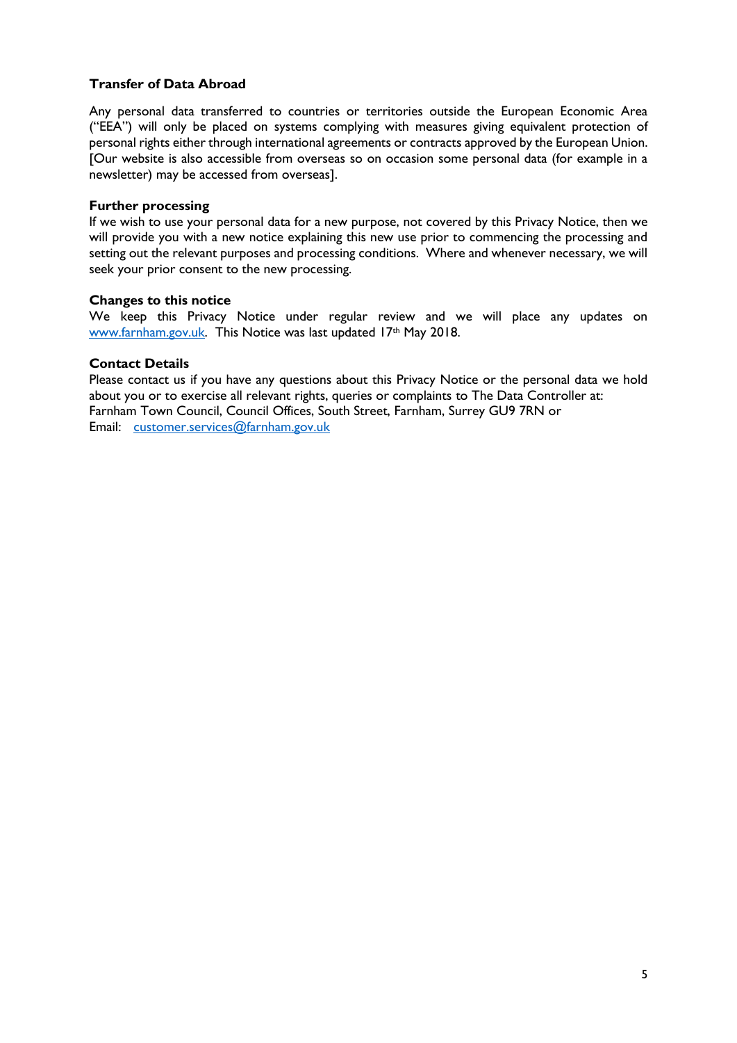**Transfer of Data Abroad**

Any personal data transferred to countries or territories outside the European Economic Area ("EEA") will only be placed on systems complying with measures giving equivalent protection of personal rights either through international agreements or contracts approved by the European Union. [Our website is also accessible from overseas so on occasion some personal data (for example in a newsletter) may be accessed from overseas].

**Further processing**

If we wish to use your personal data for a new purpose, not covered by this Privacy Notice, then we will provide you with a new notice explaining this new use prior to commencing the processing and setting out the relevant purposes and processing conditions. Where and whenever necessary, we will seek your prior consent to the new processing.

**Changes to this notice**

We keep this Privacy Notice under regular review and we will place any updates on www.farnham.gov.uk. This Notice was last updated 17th May 2018.

**Contact Details**

Please contact us if you have any questions about this Privacy Notice or the personal data we hold about you or to exercise all relevant rights, queries or complaints to The Data Controller at:
Farnham Town Council, Council Offices, South Street, Farnham, Surrey GU9 7RN or
Email: customer.services@farnham.gov.uk